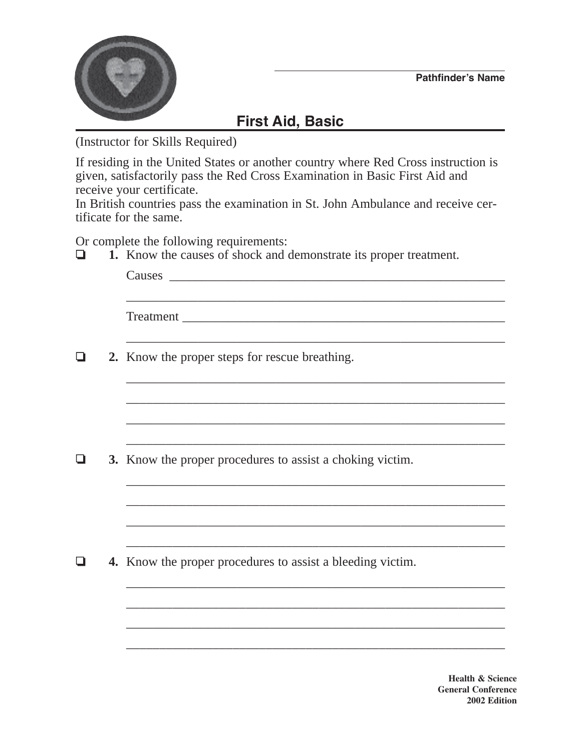Pathfinder's Name

# First Aid, Basic

(Instructor for Skills Required)

If residing in the United States or another country where Red Cross instruction is given, satisfactorily pass the Red Cross Examination in Basic First Aid and receive your certificate.
In British countries pass the examination in St. John Ambulance and receive certificate for the same.

Or complete the following requirements:

❏ **1.** Know the causes of shock and demonstrate its proper treatment.

Causes ______________________________________________________

______________________________________________________________

Treatment ____________________________________________________

______________________________________________________________

❏ **2.** Know the proper steps for rescue breathing.

______________________________________________________________

______________________________________________________________

______________________________________________________________

______________________________________________________________

❏ **3.** Know the proper procedures to assist a choking victim.

______________________________________________________________

______________________________________________________________

______________________________________________________________

______________________________________________________________

❏ **4.** Know the proper procedures to assist a bleeding victim.

______________________________________________________________

______________________________________________________________

______________________________________________________________

______________________________________________________________

**Health & Science**
**General Conference**
**2002 Edition**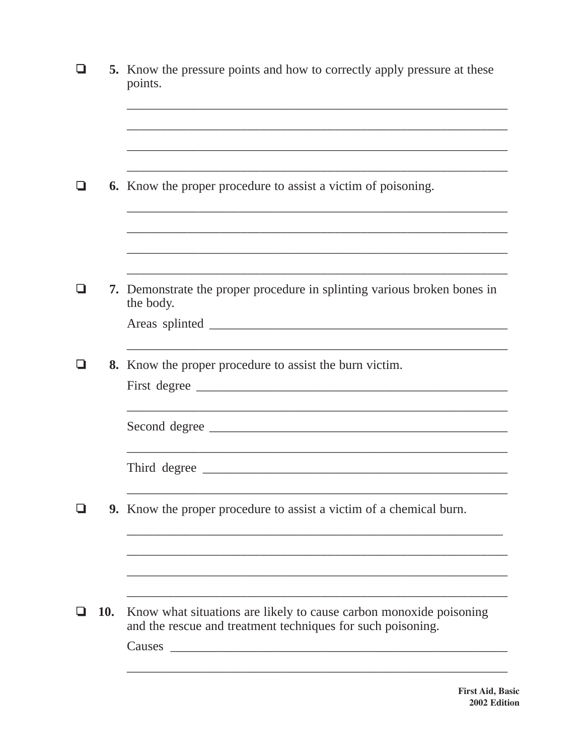- ☐ **5.** Know the pressure points and how to correctly apply pressure at these points.

  ____________________________________________________________

  ____________________________________________________________

  ____________________________________________________________

  ____________________________________________________________

- ☐ **6.** Know the proper procedure to assist a victim of poisoning.

  ____________________________________________________________

  ____________________________________________________________

  ____________________________________________________________

  ____________________________________________________________

- ☐ **7.** Demonstrate the proper procedure in splinting various broken bones in the body.

  Areas splinted ______________________________________________

  ____________________________________________________________

- ☐ **8.** Know the proper procedure to assist the burn victim.

  First degree ________________________________________________

  ____________________________________________________________

  Second degree ______________________________________________

  ____________________________________________________________

  Third degree ________________________________________________

  ____________________________________________________________

- ☐ **9.** Know the proper procedure to assist a victim of a chemical burn.

  ____________________________________________________________

  ____________________________________________________________

  ____________________________________________________________

  ____________________________________________________________

- ☐ **10.** Know what situations are likely to cause carbon monoxide poisoning and the rescue and treatment techniques for such poisoning.

  Causes ____________________________________________________

  ____________________________________________________________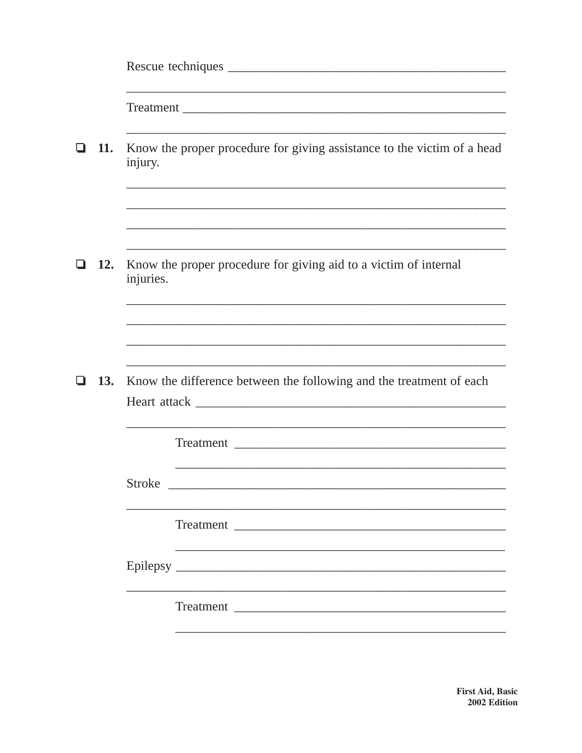Rescue techniques ____________________________________________

______________________________________________________________

Treatment ____________________________________________________

______________________________________________________________

- ❑ **11.** Know the proper procedure for giving assistance to the victim of a head injury.

  ______________________________________________________________

  ______________________________________________________________

  ______________________________________________________________

  ______________________________________________________________

- ❑ **12.** Know the proper procedure for giving aid to a victim of internal injuries.

  ______________________________________________________________

  ______________________________________________________________

  ______________________________________________________________

  ______________________________________________________________

- ❑ **13.** Know the difference between the following and the treatment of each

  Heart attack __________________________________________________

  ______________________________________________________________

  Treatment ____________________________________________

  ______________________________________________________

  Stroke ________________________________________________________

  ______________________________________________________________

  Treatment ____________________________________________

  ______________________________________________________

  Epilepsy ______________________________________________________

  ______________________________________________________________

  Treatment ____________________________________________

  ______________________________________________________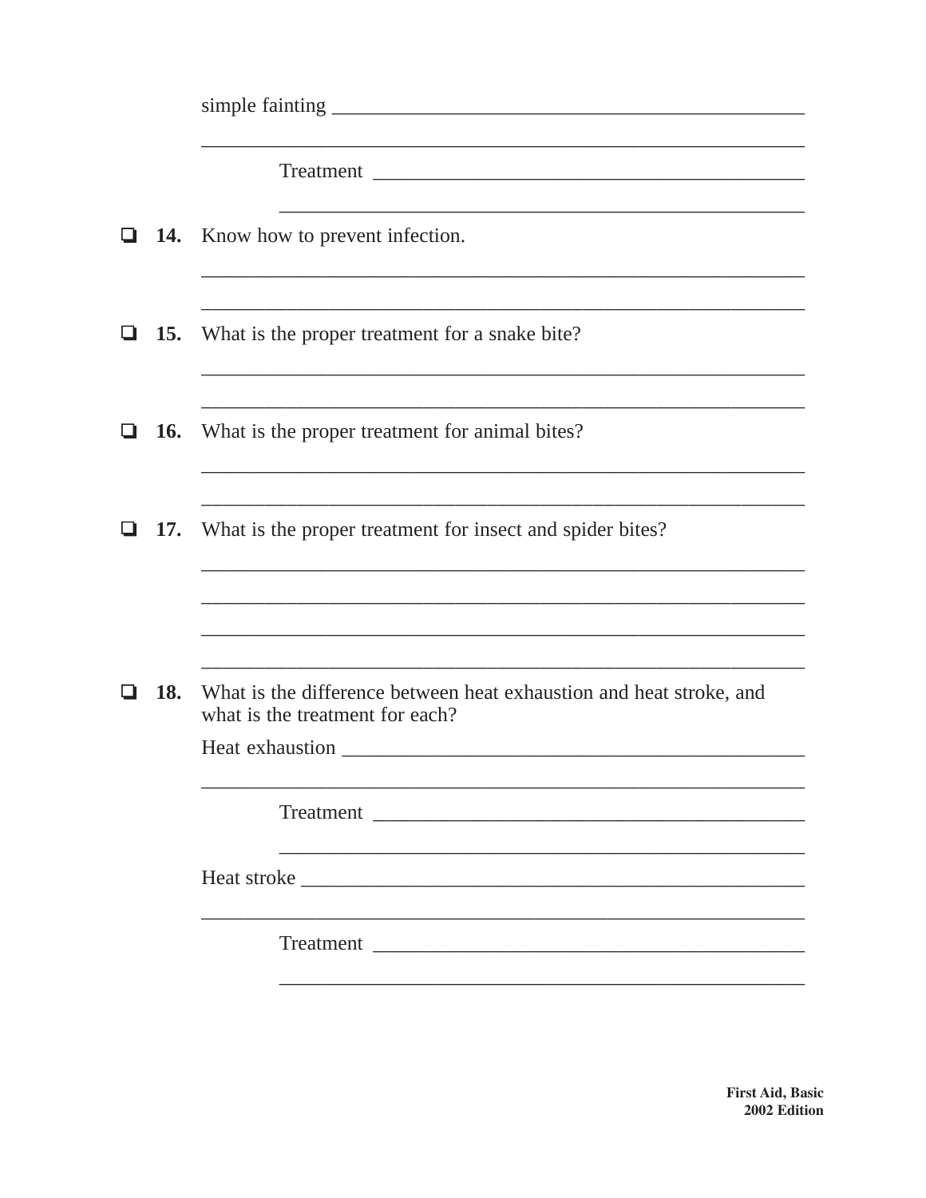simple fainting ______________________________________________

______________________________________________________________

Treatment ____________________________________________

______________________________________________

❏ **14.** Know how to prevent infection.

______________________________________________________________

______________________________________________________________

❏ **15.** What is the proper treatment for a snake bite?

______________________________________________________________

______________________________________________________________

❏ **16.** What is the proper treatment for animal bites?

______________________________________________________________

______________________________________________________________

❏ **17.** What is the proper treatment for insect and spider bites?

______________________________________________________________

______________________________________________________________

______________________________________________________________

______________________________________________________________

❏ **18.** What is the difference between heat exhaustion and heat stroke, and what is the treatment for each?

Heat exhaustion ______________________________________________

______________________________________________________________

Treatment ____________________________________________

______________________________________________

Heat stroke __________________________________________________

______________________________________________________________

Treatment ____________________________________________

______________________________________________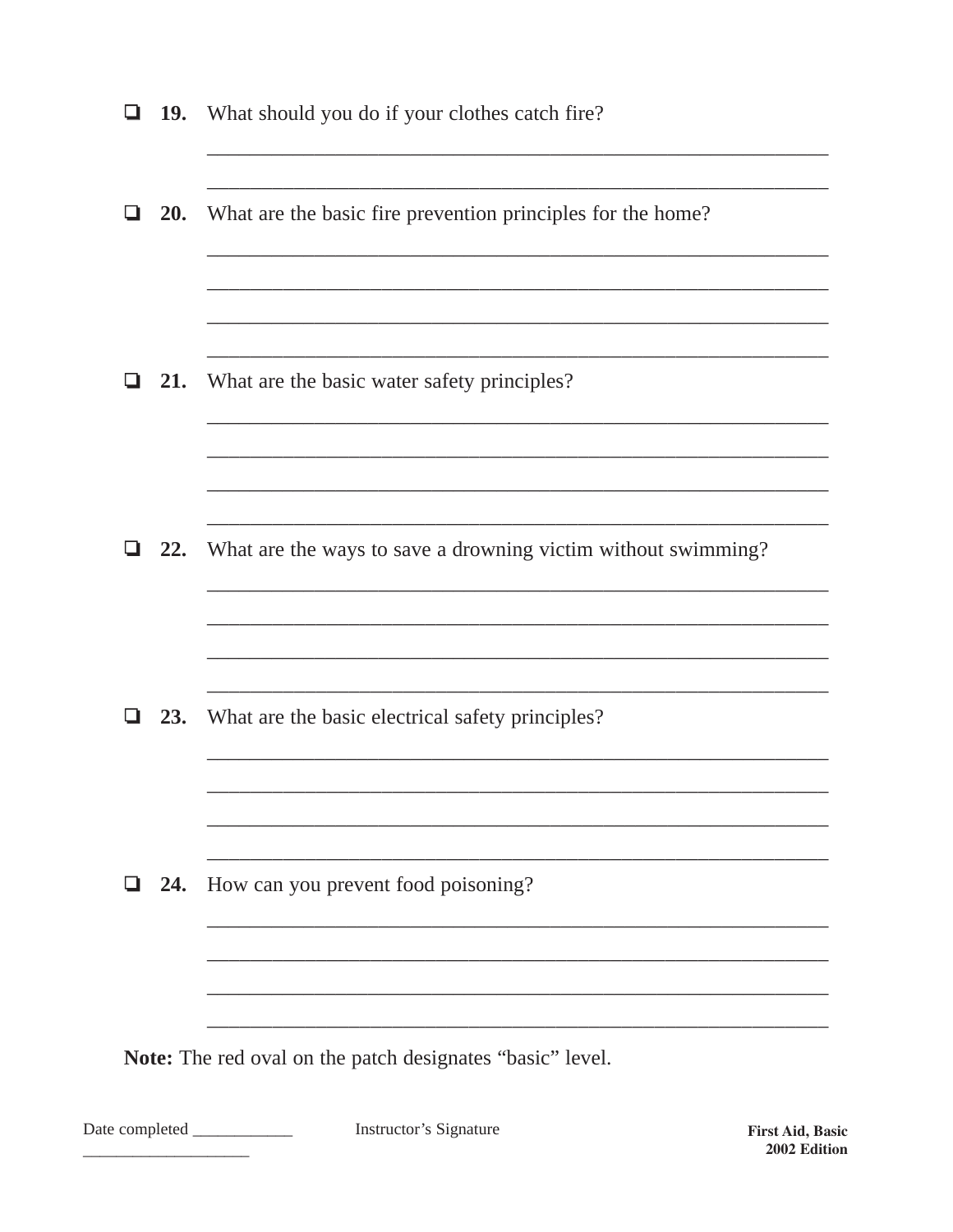- ❑ **19.** What should you do if your clothes catch fire?

  ______________________________________________________________

  ______________________________________________________________

- ❑ **20.** What are the basic fire prevention principles for the home?

  ______________________________________________________________

  ______________________________________________________________

  ______________________________________________________________

  ______________________________________________________________

- ❑ **21.** What are the basic water safety principles?

  ______________________________________________________________

  ______________________________________________________________

  ______________________________________________________________

  ______________________________________________________________

- ❑ **22.** What are the ways to save a drowning victim without swimming?

  ______________________________________________________________

  ______________________________________________________________

  ______________________________________________________________

  ______________________________________________________________

- ❑ **23.** What are the basic electrical safety principles?

  ______________________________________________________________

  ______________________________________________________________

  ______________________________________________________________

  ______________________________________________________________

- ❑ **24.** How can you prevent food poisoning?

  ______________________________________________________________

  ______________________________________________________________

  ______________________________________________________________

  ______________________________________________________________

**Note:** The red oval on the patch designates "basic" level.

Date completed ____________

Instructor's Signature ____________________

**First Aid, Basic**
**2002 Edition**